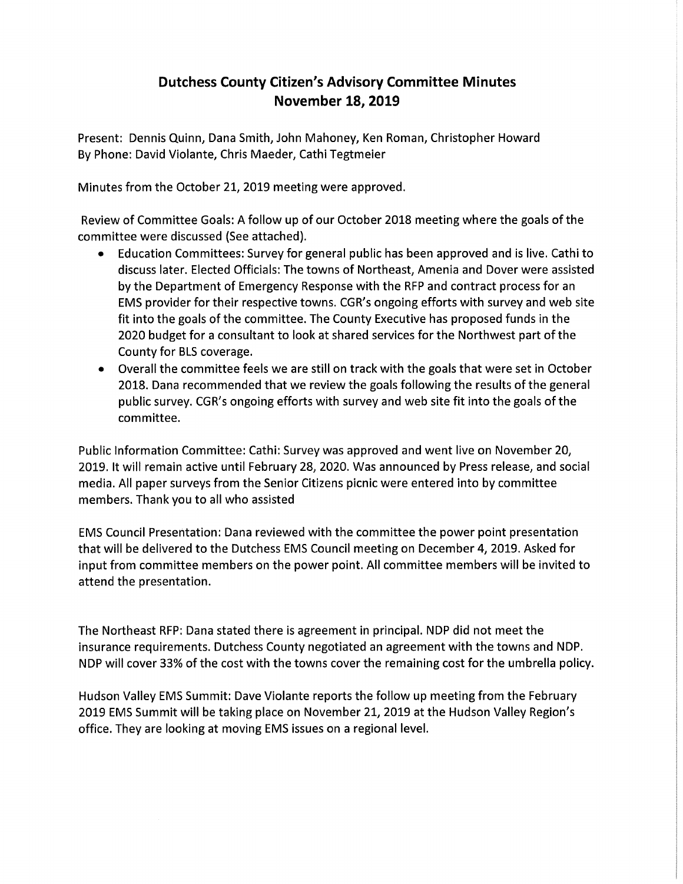# Dutchess County Citizen's Advisory Committee Minutes
## November 18, 2019

Present: Dennis Quinn, Dana Smith, John Mahoney, Ken Roman, Christopher Howard
By Phone: David Violante, Chris Maeder, Cathi Tegtmeier

Minutes from the October 21, 2019 meeting were approved.

Review of Committee Goals: A follow up of our October 2018 meeting where the goals of the committee were discussed (See attached).

- Education Committees: Survey for general public has been approved and is live. Cathi to discuss later. Elected Officials: The towns of Northeast, Amenia and Dover were assisted by the Department of Emergency Response with the RFP and contract process for an EMS provider for their respective towns. CGR's ongoing efforts with survey and web site fit into the goals of the committee. The County Executive has proposed funds in the 2020 budget for a consultant to look at shared services for the Northwest part of the County for BLS coverage.
- Overall the committee feels we are still on track with the goals that were set in October 2018. Dana recommended that we review the goals following the results of the general public survey. CGR's ongoing efforts with survey and web site fit into the goals of the committee.

Public Information Committee: Cathi: Survey was approved and went live on November 20, 2019. It will remain active until February 28, 2020. Was announced by Press release, and social media. All paper surveys from the Senior Citizens picnic were entered into by committee members. Thank you to all who assisted

EMS Council Presentation: Dana reviewed with the committee the power point presentation that will be delivered to the Dutchess EMS Council meeting on December 4, 2019. Asked for input from committee members on the power point. All committee members will be invited to attend the presentation.

The Northeast RFP: Dana stated there is agreement in principal. NDP did not meet the insurance requirements. Dutchess County negotiated an agreement with the towns and NDP. NDP will cover 33% of the cost with the towns cover the remaining cost for the umbrella policy.

Hudson Valley EMS Summit: Dave Violante reports the follow up meeting from the February 2019 EMS Summit will be taking place on November 21, 2019 at the Hudson Valley Region's office. They are looking at moving EMS issues on a regional level.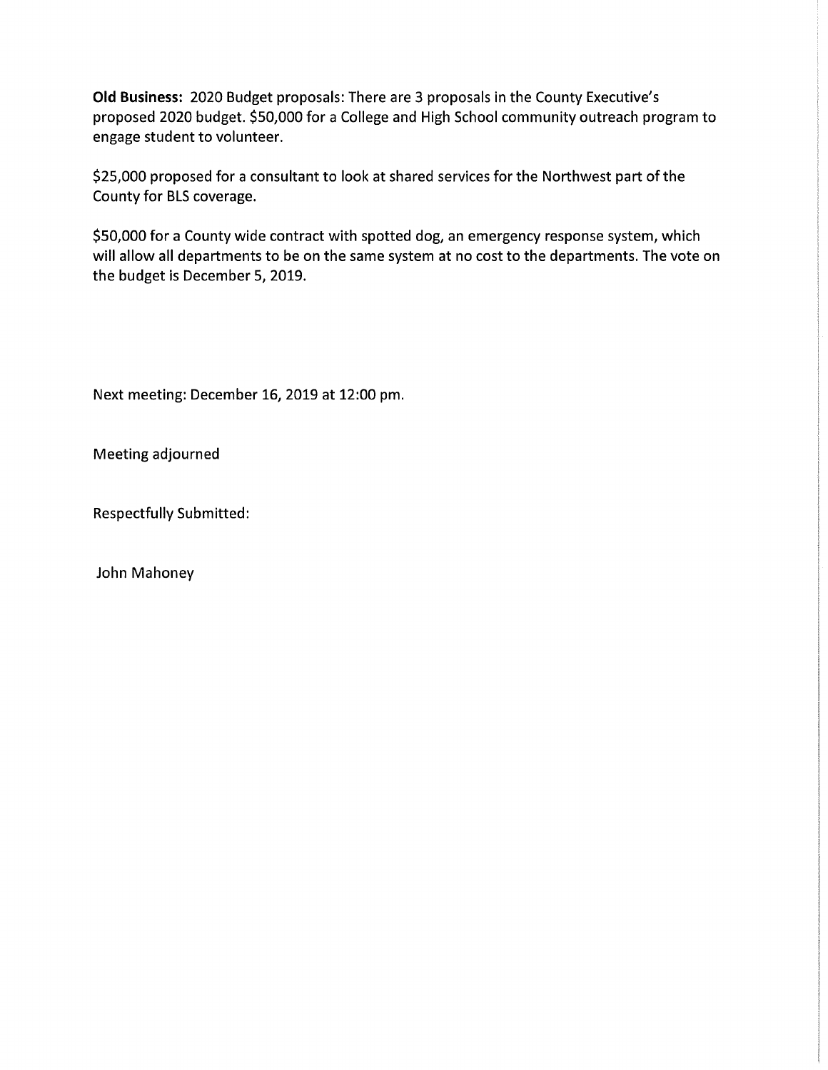**Old Business:** 2020 Budget proposals: There are 3 proposals in the County Executive's proposed 2020 budget. $50,000 for a College and High School community outreach program to engage student to volunteer.

$25,000 proposed for a consultant to look at shared services for the Northwest part of the County for BLS coverage.

$50,000 for a County wide contract with spotted dog, an emergency response system, which will allow all departments to be on the same system at no cost to the departments. The vote on the budget is December 5, 2019.

Next meeting: December 16, 2019 at 12:00 pm.

Meeting adjourned

Respectfully Submitted:

John Mahoney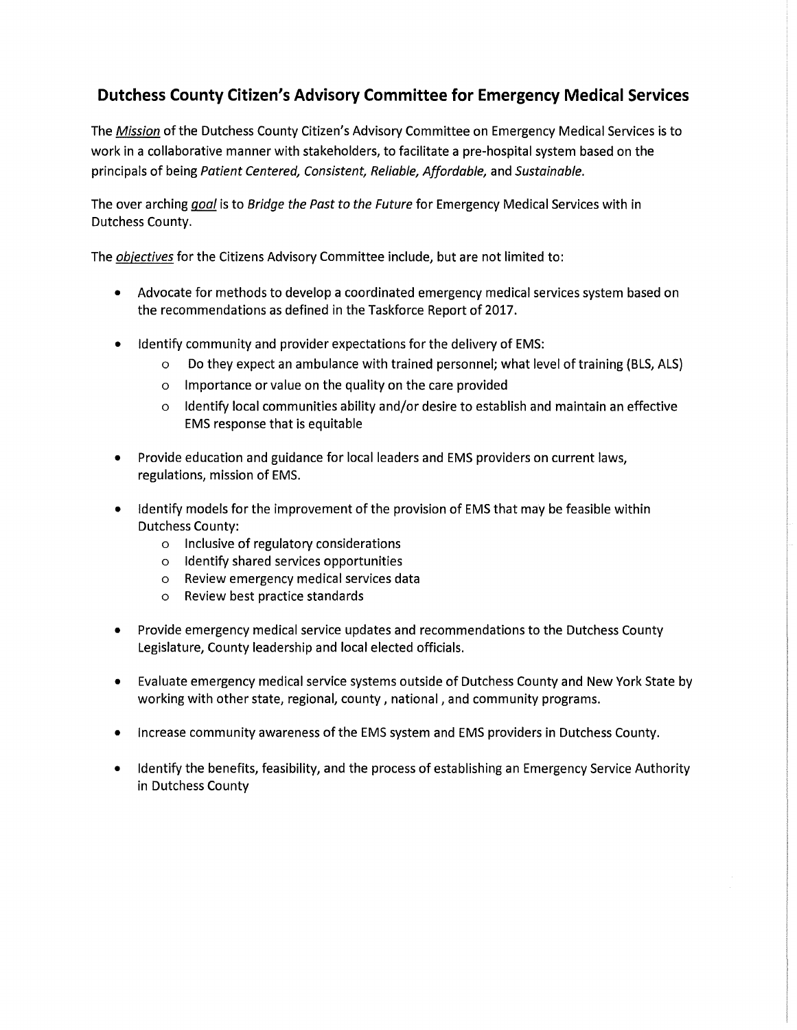## Dutchess County Citizen's Advisory Committee for Emergency Medical Services

The *Mission* of the Dutchess County Citizen's Advisory Committee on Emergency Medical Services is to work in a collaborative manner with stakeholders, to facilitate a pre-hospital system based on the principals of being *Patient Centered, Consistent, Reliable, Affordable,* and *Sustainable.*

The over arching *goal* is to *Bridge the Past to the Future* for Emergency Medical Services with in Dutchess County.

The *objectives* for the Citizens Advisory Committee include, but are not limited to:

- Advocate for methods to develop a coordinated emergency medical services system based on the recommendations as defined in the Taskforce Report of 2017.
- Identify community and provider expectations for the delivery of EMS:
    - Do they expect an ambulance with trained personnel; what level of training (BLS, ALS)
    - Importance or value on the quality on the care provided
    - Identify local communities ability and/or desire to establish and maintain an effective EMS response that is equitable
- Provide education and guidance for local leaders and EMS providers on current laws, regulations, mission of EMS.
- Identify models for the improvement of the provision of EMS that may be feasible within Dutchess County:
    - Inclusive of regulatory considerations
    - Identify shared services opportunities
    - Review emergency medical services data
    - Review best practice standards
- Provide emergency medical service updates and recommendations to the Dutchess County Legislature, County leadership and local elected officials.
- Evaluate emergency medical service systems outside of Dutchess County and New York State by working with other state, regional, county , national , and community programs.
- Increase community awareness of the EMS system and EMS providers in Dutchess County.
- Identify the benefits, feasibility, and the process of establishing an Emergency Service Authority in Dutchess County